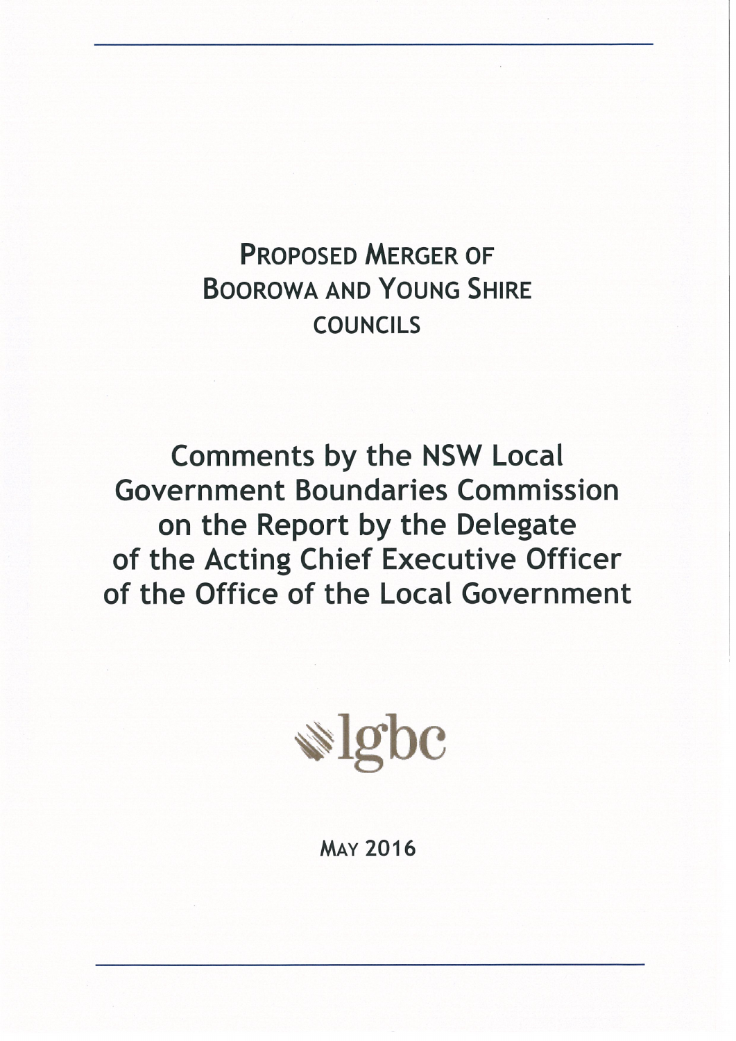# Proposed Merger of Boorowa and Young Shire Councils

## Comments by the NSW Local Government Boundaries Commission on the Report by the Delegate of the Acting Chief Executive Officer of the Office of the Local Government

lgbc

May 2016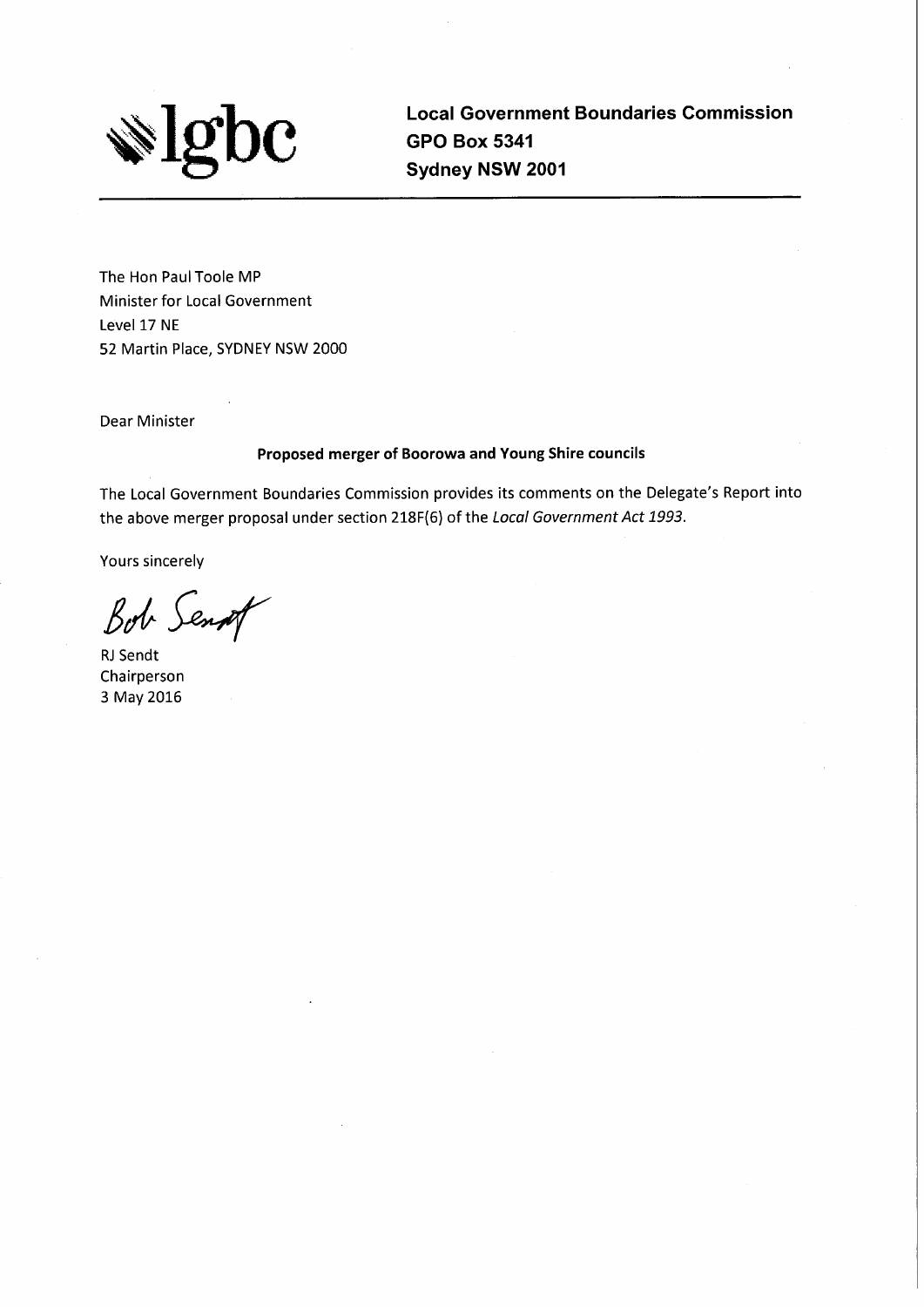lgbc

**Local Government Boundaries Commission**
**GPO Box 5341**
**Sydney NSW 2001**

---

The Hon Paul Toole MP
Minister for Local Government
Level 17 NE
52 Martin Place, SYDNEY NSW 2000

Dear Minister

**Proposed merger of Boorowa and Young Shire councils**

The Local Government Boundaries Commission provides its comments on the Delegate's Report into the above merger proposal under section 218F(6) of the *Local Government Act 1993*.

Yours sincerely

Bob Sendt

RJ Sendt
Chairperson
3 May 2016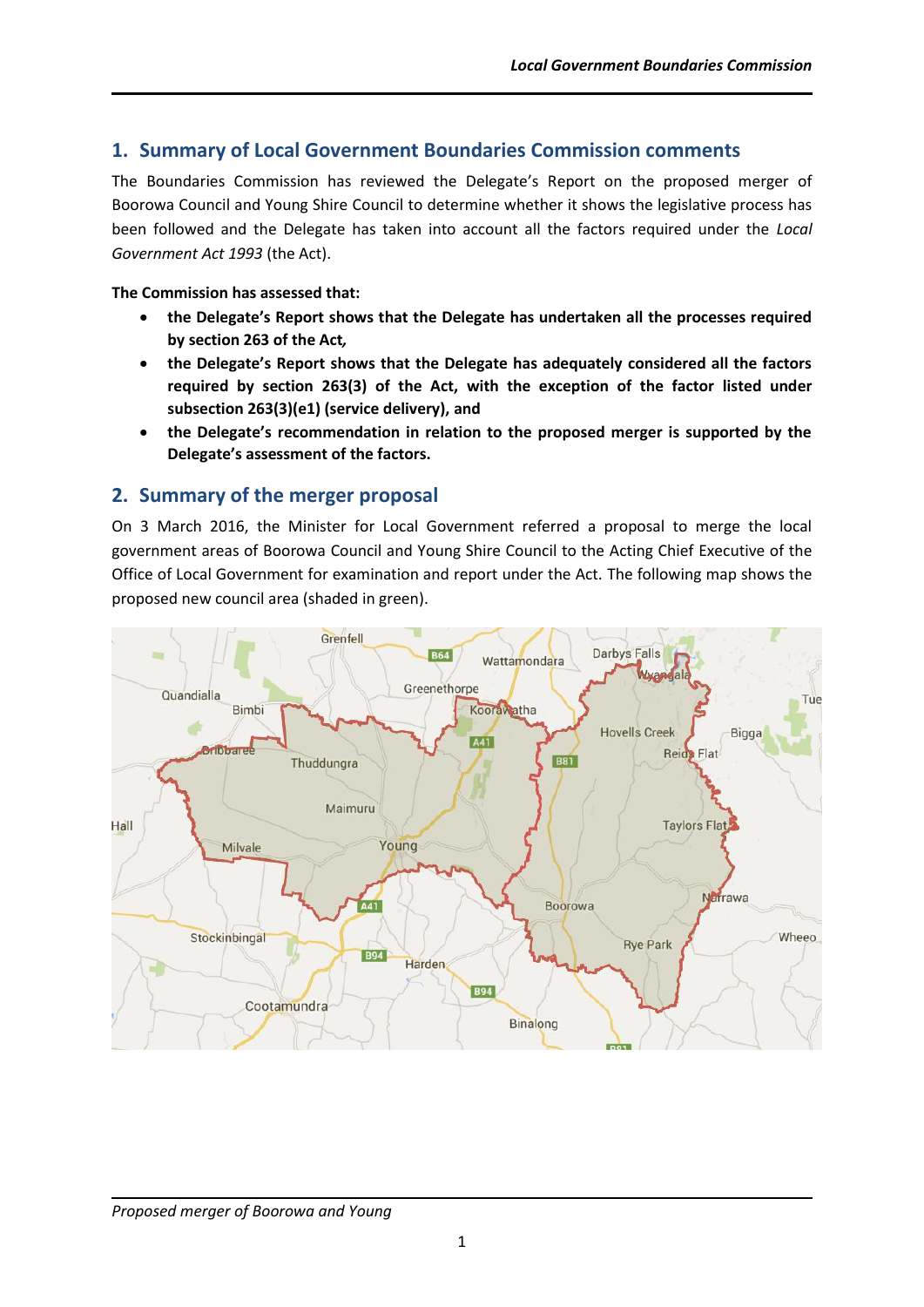## 1. Summary of Local Government Boundaries Commission comments

The Boundaries Commission has reviewed the Delegate's Report on the proposed merger of Boorowa Council and Young Shire Council to determine whether it shows the legislative process has been followed and the Delegate has taken into account all the factors required under the *Local Government Act 1993* (the Act).

**The Commission has assessed that:**

- **the Delegate's Report shows that the Delegate has undertaken all the processes required by section 263 of the Act,**
- **the Delegate's Report shows that the Delegate has adequately considered all the factors required by section 263(3) of the Act, with the exception of the factor listed under subsection 263(3)(e1) (service delivery), and**
- **the Delegate's recommendation in relation to the proposed merger is supported by the Delegate's assessment of the factors.**

## 2. Summary of the merger proposal

On 3 March 2016, the Minister for Local Government referred a proposal to merge the local government areas of Boorowa Council and Young Shire Council to the Acting Chief Executive of the Office of Local Government for examination and report under the Act. The following map shows the proposed new council area (shaded in green).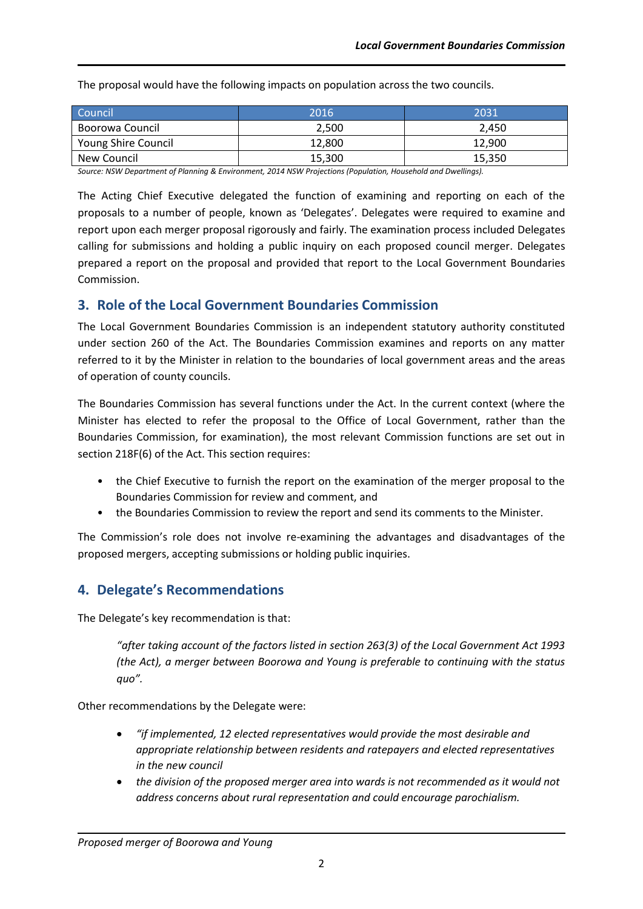The proposal would have the following impacts on population across the two councils.

| Council | 2016 | 2031 |
| --- | --- | --- |
| Boorowa Council | 2,500 | 2,450 |
| Young Shire Council | 12,800 | 12,900 |
| New Council | 15,300 | 15,350 |

*Source: NSW Department of Planning & Environment, 2014 NSW Projections (Population, Household and Dwellings).*

The Acting Chief Executive delegated the function of examining and reporting on each of the proposals to a number of people, known as 'Delegates'. Delegates were required to examine and report upon each merger proposal rigorously and fairly. The examination process included Delegates calling for submissions and holding a public inquiry on each proposed council merger. Delegates prepared a report on the proposal and provided that report to the Local Government Boundaries Commission.

## 3. Role of the Local Government Boundaries Commission

The Local Government Boundaries Commission is an independent statutory authority constituted under section 260 of the Act. The Boundaries Commission examines and reports on any matter referred to it by the Minister in relation to the boundaries of local government areas and the areas of operation of county councils.

The Boundaries Commission has several functions under the Act. In the current context (where the Minister has elected to refer the proposal to the Office of Local Government, rather than the Boundaries Commission, for examination), the most relevant Commission functions are set out in section 218F(6) of the Act. This section requires:

- the Chief Executive to furnish the report on the examination of the merger proposal to the Boundaries Commission for review and comment, and
- the Boundaries Commission to review the report and send its comments to the Minister.

The Commission's role does not involve re-examining the advantages and disadvantages of the proposed mergers, accepting submissions or holding public inquiries.

## 4. Delegate's Recommendations

The Delegate's key recommendation is that:

> *"after taking account of the factors listed in section 263(3) of the Local Government Act 1993 (the Act), a merger between Boorowa and Young is preferable to continuing with the status quo".*

Other recommendations by the Delegate were:

- *"if implemented, 12 elected representatives would provide the most desirable and appropriate relationship between residents and ratepayers and elected representatives in the new council*
- *the division of the proposed merger area into wards is not recommended as it would not address concerns about rural representation and could encourage parochialism.*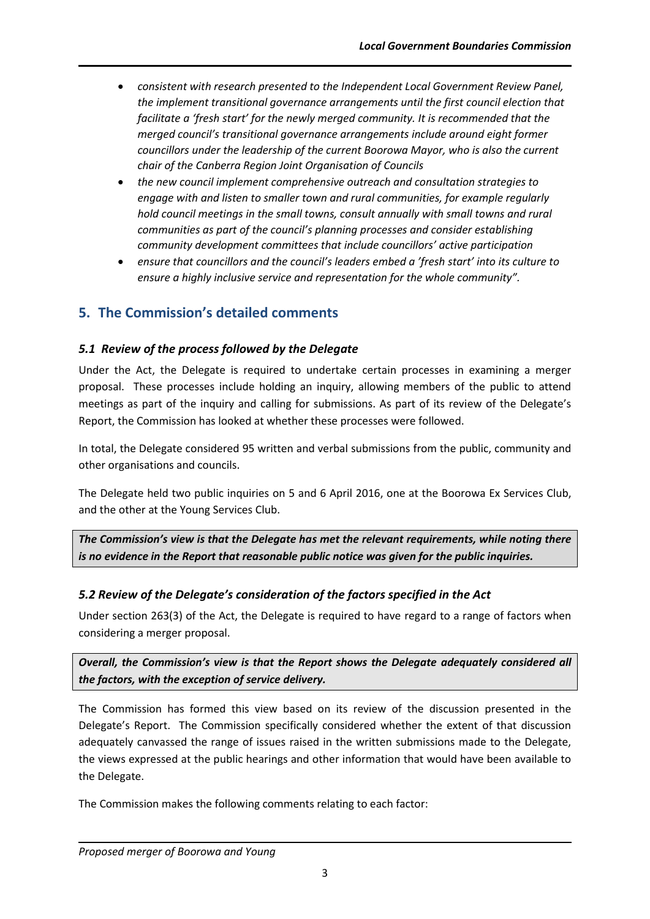- *consistent with research presented to the Independent Local Government Review Panel, the implement transitional governance arrangements until the first council election that facilitate a 'fresh start' for the newly merged community. It is recommended that the merged council's transitional governance arrangements include around eight former councillors under the leadership of the current Boorowa Mayor, who is also the current chair of the Canberra Region Joint Organisation of Councils*
- *the new council implement comprehensive outreach and consultation strategies to engage with and listen to smaller town and rural communities, for example regularly hold council meetings in the small towns, consult annually with small towns and rural communities as part of the council's planning processes and consider establishing community development committees that include councillors' active participation*
- *ensure that councillors and the council's leaders embed a 'fresh start' into its culture to ensure a highly inclusive service and representation for the whole community".*

## 5. The Commission's detailed comments

### *5.1 Review of the process followed by the Delegate*

Under the Act, the Delegate is required to undertake certain processes in examining a merger proposal. These processes include holding an inquiry, allowing members of the public to attend meetings as part of the inquiry and calling for submissions. As part of its review of the Delegate's Report, the Commission has looked at whether these processes were followed.

In total, the Delegate considered 95 written and verbal submissions from the public, community and other organisations and councils.

The Delegate held two public inquiries on 5 and 6 April 2016, one at the Boorowa Ex Services Club, and the other at the Young Services Club.

***The Commission's view is that the Delegate has met the relevant requirements, while noting there is no evidence in the Report that reasonable public notice was given for the public inquiries.***

### *5.2 Review of the Delegate's consideration of the factors specified in the Act*

Under section 263(3) of the Act, the Delegate is required to have regard to a range of factors when considering a merger proposal.

***Overall, the Commission's view is that the Report shows the Delegate adequately considered all the factors, with the exception of service delivery.***

The Commission has formed this view based on its review of the discussion presented in the Delegate's Report. The Commission specifically considered whether the extent of that discussion adequately canvassed the range of issues raised in the written submissions made to the Delegate, the views expressed at the public hearings and other information that would have been available to the Delegate.

The Commission makes the following comments relating to each factor: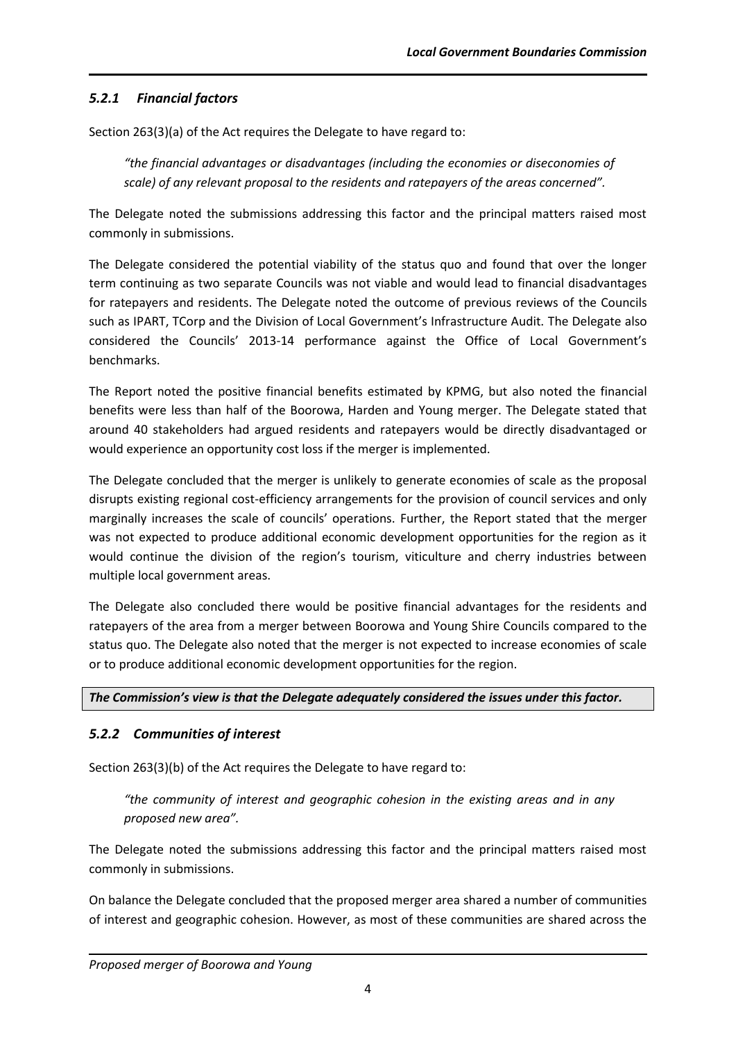### *5.2.1 Financial factors*

Section 263(3)(a) of the Act requires the Delegate to have regard to:

> *"the financial advantages or disadvantages (including the economies or diseconomies of scale) of any relevant proposal to the residents and ratepayers of the areas concerned".*

The Delegate noted the submissions addressing this factor and the principal matters raised most commonly in submissions.

The Delegate considered the potential viability of the status quo and found that over the longer term continuing as two separate Councils was not viable and would lead to financial disadvantages for ratepayers and residents. The Delegate noted the outcome of previous reviews of the Councils such as IPART, TCorp and the Division of Local Government's Infrastructure Audit. The Delegate also considered the Councils' 2013-14 performance against the Office of Local Government's benchmarks.

The Report noted the positive financial benefits estimated by KPMG, but also noted the financial benefits were less than half of the Boorowa, Harden and Young merger. The Delegate stated that around 40 stakeholders had argued residents and ratepayers would be directly disadvantaged or would experience an opportunity cost loss if the merger is implemented.

The Delegate concluded that the merger is unlikely to generate economies of scale as the proposal disrupts existing regional cost-efficiency arrangements for the provision of council services and only marginally increases the scale of councils' operations. Further, the Report stated that the merger was not expected to produce additional economic development opportunities for the region as it would continue the division of the region's tourism, viticulture and cherry industries between multiple local government areas.

The Delegate also concluded there would be positive financial advantages for the residents and ratepayers of the area from a merger between Boorowa and Young Shire Councils compared to the status quo. The Delegate also noted that the merger is not expected to increase economies of scale or to produce additional economic development opportunities for the region.

***The Commission's view is that the Delegate adequately considered the issues under this factor.***

### *5.2.2 Communities of interest*

Section 263(3)(b) of the Act requires the Delegate to have regard to:

> *"the community of interest and geographic cohesion in the existing areas and in any proposed new area".*

The Delegate noted the submissions addressing this factor and the principal matters raised most commonly in submissions.

On balance the Delegate concluded that the proposed merger area shared a number of communities of interest and geographic cohesion. However, as most of these communities are shared across the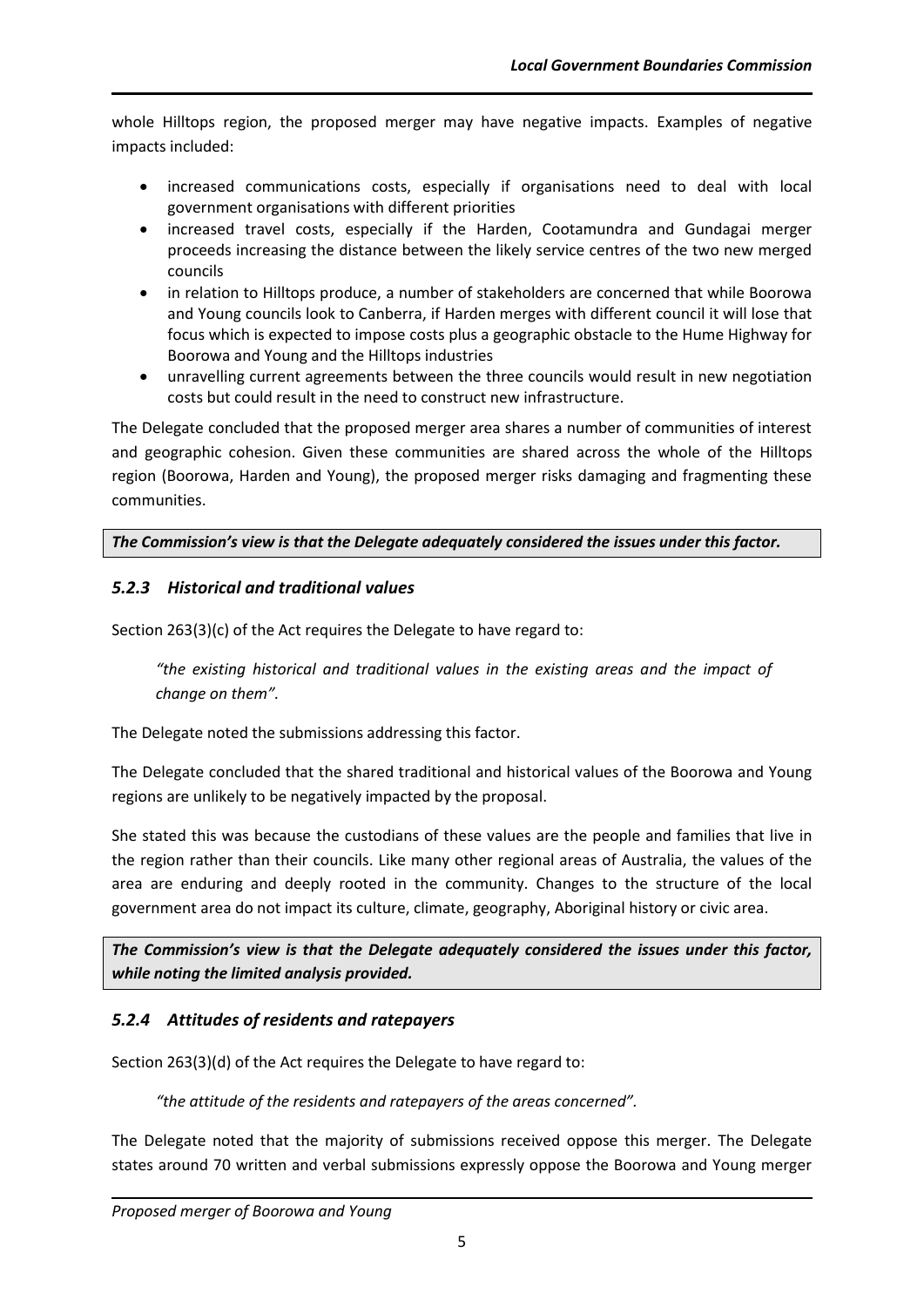whole Hilltops region, the proposed merger may have negative impacts. Examples of negative impacts included:

- increased communications costs, especially if organisations need to deal with local government organisations with different priorities
- increased travel costs, especially if the Harden, Cootamundra and Gundagai merger proceeds increasing the distance between the likely service centres of the two new merged councils
- in relation to Hilltops produce, a number of stakeholders are concerned that while Boorowa and Young councils look to Canberra, if Harden merges with different council it will lose that focus which is expected to impose costs plus a geographic obstacle to the Hume Highway for Boorowa and Young and the Hilltops industries
- unravelling current agreements between the three councils would result in new negotiation costs but could result in the need to construct new infrastructure.

The Delegate concluded that the proposed merger area shares a number of communities of interest and geographic cohesion. Given these communities are shared across the whole of the Hilltops region (Boorowa, Harden and Young), the proposed merger risks damaging and fragmenting these communities.

***The Commission's view is that the Delegate adequately considered the issues under this factor.***

### *5.2.3 Historical and traditional values*

Section 263(3)(c) of the Act requires the Delegate to have regard to:

> *"the existing historical and traditional values in the existing areas and the impact of change on them".*

The Delegate noted the submissions addressing this factor.

The Delegate concluded that the shared traditional and historical values of the Boorowa and Young regions are unlikely to be negatively impacted by the proposal.

She stated this was because the custodians of these values are the people and families that live in the region rather than their councils. Like many other regional areas of Australia, the values of the area are enduring and deeply rooted in the community. Changes to the structure of the local government area do not impact its culture, climate, geography, Aboriginal history or civic area.

***The Commission's view is that the Delegate adequately considered the issues under this factor, while noting the limited analysis provided.***

### *5.2.4 Attitudes of residents and ratepayers*

Section 263(3)(d) of the Act requires the Delegate to have regard to:

> *"the attitude of the residents and ratepayers of the areas concerned".*

The Delegate noted that the majority of submissions received oppose this merger. The Delegate states around 70 written and verbal submissions expressly oppose the Boorowa and Young merger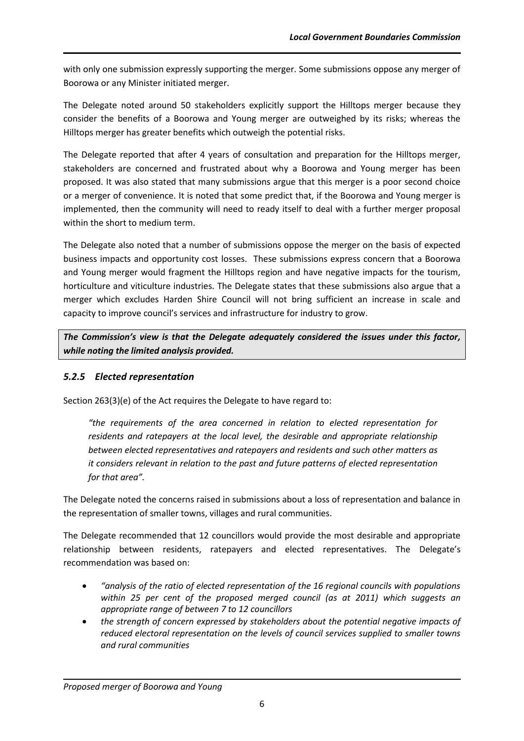with only one submission expressly supporting the merger. Some submissions oppose any merger of Boorowa or any Minister initiated merger.

The Delegate noted around 50 stakeholders explicitly support the Hilltops merger because they consider the benefits of a Boorowa and Young merger are outweighed by its risks; whereas the Hilltops merger has greater benefits which outweigh the potential risks.

The Delegate reported that after 4 years of consultation and preparation for the Hilltops merger, stakeholders are concerned and frustrated about why a Boorowa and Young merger has been proposed. It was also stated that many submissions argue that this merger is a poor second choice or a merger of convenience. It is noted that some predict that, if the Boorowa and Young merger is implemented, then the community will need to ready itself to deal with a further merger proposal within the short to medium term.

The Delegate also noted that a number of submissions oppose the merger on the basis of expected business impacts and opportunity cost losses. These submissions express concern that a Boorowa and Young merger would fragment the Hilltops region and have negative impacts for the tourism, horticulture and viticulture industries. The Delegate states that these submissions also argue that a merger which excludes Harden Shire Council will not bring sufficient an increase in scale and capacity to improve council's services and infrastructure for industry to grow.

***The Commission's view is that the Delegate adequately considered the issues under this factor, while noting the limited analysis provided.***

### *5.2.5 Elected representation*

Section 263(3)(e) of the Act requires the Delegate to have regard to:

> *"the requirements of the area concerned in relation to elected representation for residents and ratepayers at the local level, the desirable and appropriate relationship between elected representatives and ratepayers and residents and such other matters as it considers relevant in relation to the past and future patterns of elected representation for that area".*

The Delegate noted the concerns raised in submissions about a loss of representation and balance in the representation of smaller towns, villages and rural communities.

The Delegate recommended that 12 councillors would provide the most desirable and appropriate relationship between residents, ratepayers and elected representatives. The Delegate's recommendation was based on:

- *"analysis of the ratio of elected representation of the 16 regional councils with populations within 25 per cent of the proposed merged council (as at 2011) which suggests an appropriate range of between 7 to 12 councillors*
- *the strength of concern expressed by stakeholders about the potential negative impacts of reduced electoral representation on the levels of council services supplied to smaller towns and rural communities*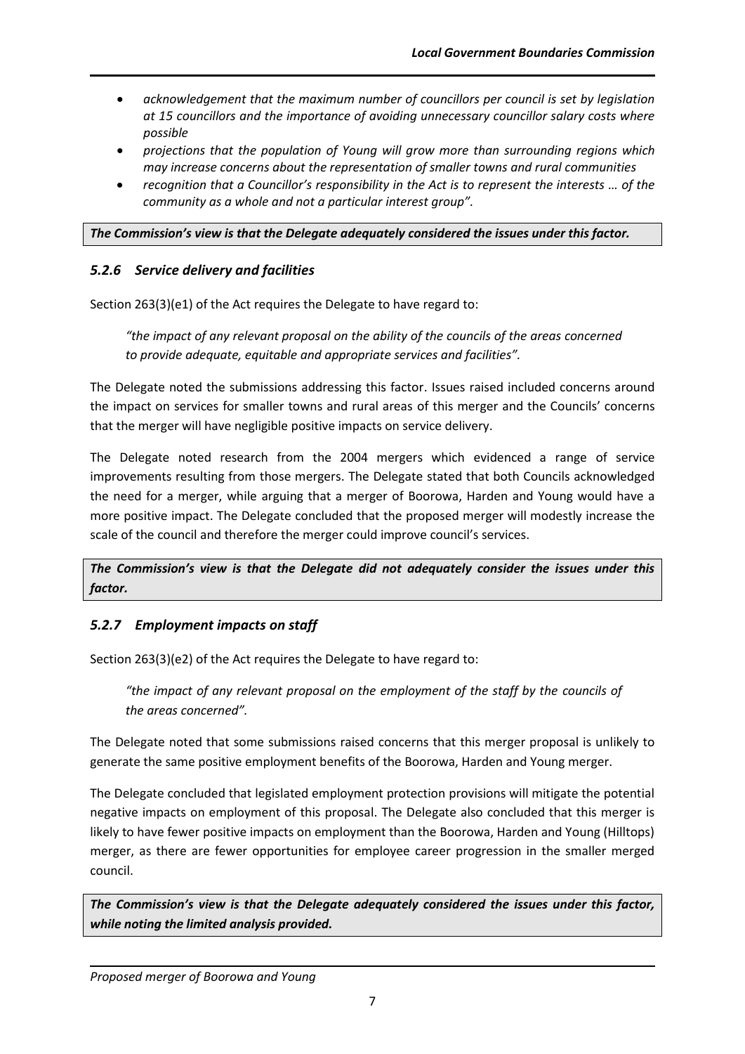- *acknowledgement that the maximum number of councillors per council is set by legislation at 15 councillors and the importance of avoiding unnecessary councillor salary costs where possible*
- *projections that the population of Young will grow more than surrounding regions which may increase concerns about the representation of smaller towns and rural communities*
- *recognition that a Councillor's responsibility in the Act is to represent the interests … of the community as a whole and not a particular interest group".*

***The Commission's view is that the Delegate adequately considered the issues under this factor.***

### *5.2.6 Service delivery and facilities*

Section 263(3)(e1) of the Act requires the Delegate to have regard to:

> *"the impact of any relevant proposal on the ability of the councils of the areas concerned to provide adequate, equitable and appropriate services and facilities".*

The Delegate noted the submissions addressing this factor. Issues raised included concerns around the impact on services for smaller towns and rural areas of this merger and the Councils' concerns that the merger will have negligible positive impacts on service delivery.

The Delegate noted research from the 2004 mergers which evidenced a range of service improvements resulting from those mergers. The Delegate stated that both Councils acknowledged the need for a merger, while arguing that a merger of Boorowa, Harden and Young would have a more positive impact. The Delegate concluded that the proposed merger will modestly increase the scale of the council and therefore the merger could improve council's services.

***The Commission's view is that the Delegate did not adequately consider the issues under this factor.***

### *5.2.7 Employment impacts on staff*

Section 263(3)(e2) of the Act requires the Delegate to have regard to:

> *"the impact of any relevant proposal on the employment of the staff by the councils of the areas concerned".*

The Delegate noted that some submissions raised concerns that this merger proposal is unlikely to generate the same positive employment benefits of the Boorowa, Harden and Young merger.

The Delegate concluded that legislated employment protection provisions will mitigate the potential negative impacts on employment of this proposal. The Delegate also concluded that this merger is likely to have fewer positive impacts on employment than the Boorowa, Harden and Young (Hilltops) merger, as there are fewer opportunities for employee career progression in the smaller merged council.

***The Commission's view is that the Delegate adequately considered the issues under this factor, while noting the limited analysis provided.***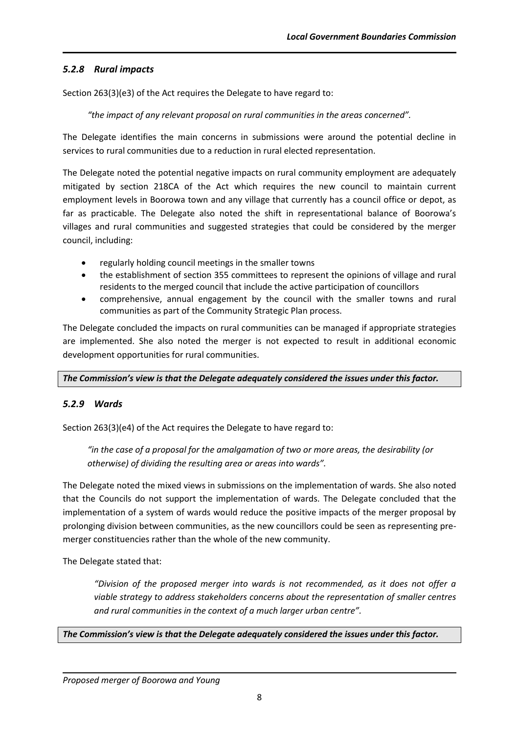### *5.2.8 Rural impacts*

Section 263(3)(e3) of the Act requires the Delegate to have regard to:

> *"the impact of any relevant proposal on rural communities in the areas concerned".*

The Delegate identifies the main concerns in submissions were around the potential decline in services to rural communities due to a reduction in rural elected representation.

The Delegate noted the potential negative impacts on rural community employment are adequately mitigated by section 218CA of the Act which requires the new council to maintain current employment levels in Boorowa town and any village that currently has a council office or depot, as far as practicable. The Delegate also noted the shift in representational balance of Boorowa's villages and rural communities and suggested strategies that could be considered by the merger council, including:

- regularly holding council meetings in the smaller towns
- the establishment of section 355 committees to represent the opinions of village and rural residents to the merged council that include the active participation of councillors
- comprehensive, annual engagement by the council with the smaller towns and rural communities as part of the Community Strategic Plan process.

The Delegate concluded the impacts on rural communities can be managed if appropriate strategies are implemented. She also noted the merger is not expected to result in additional economic development opportunities for rural communities.

***The Commission's view is that the Delegate adequately considered the issues under this factor.***

### *5.2.9 Wards*

Section 263(3)(e4) of the Act requires the Delegate to have regard to:

> *"in the case of a proposal for the amalgamation of two or more areas, the desirability (or otherwise) of dividing the resulting area or areas into wards".*

The Delegate noted the mixed views in submissions on the implementation of wards. She also noted that the Councils do not support the implementation of wards. The Delegate concluded that the implementation of a system of wards would reduce the positive impacts of the merger proposal by prolonging division between communities, as the new councillors could be seen as representing pre-merger constituencies rather than the whole of the new community.

The Delegate stated that:

> *"Division of the proposed merger into wards is not recommended, as it does not offer a viable strategy to address stakeholders concerns about the representation of smaller centres and rural communities in the context of a much larger urban centre".*

***The Commission's view is that the Delegate adequately considered the issues under this factor.***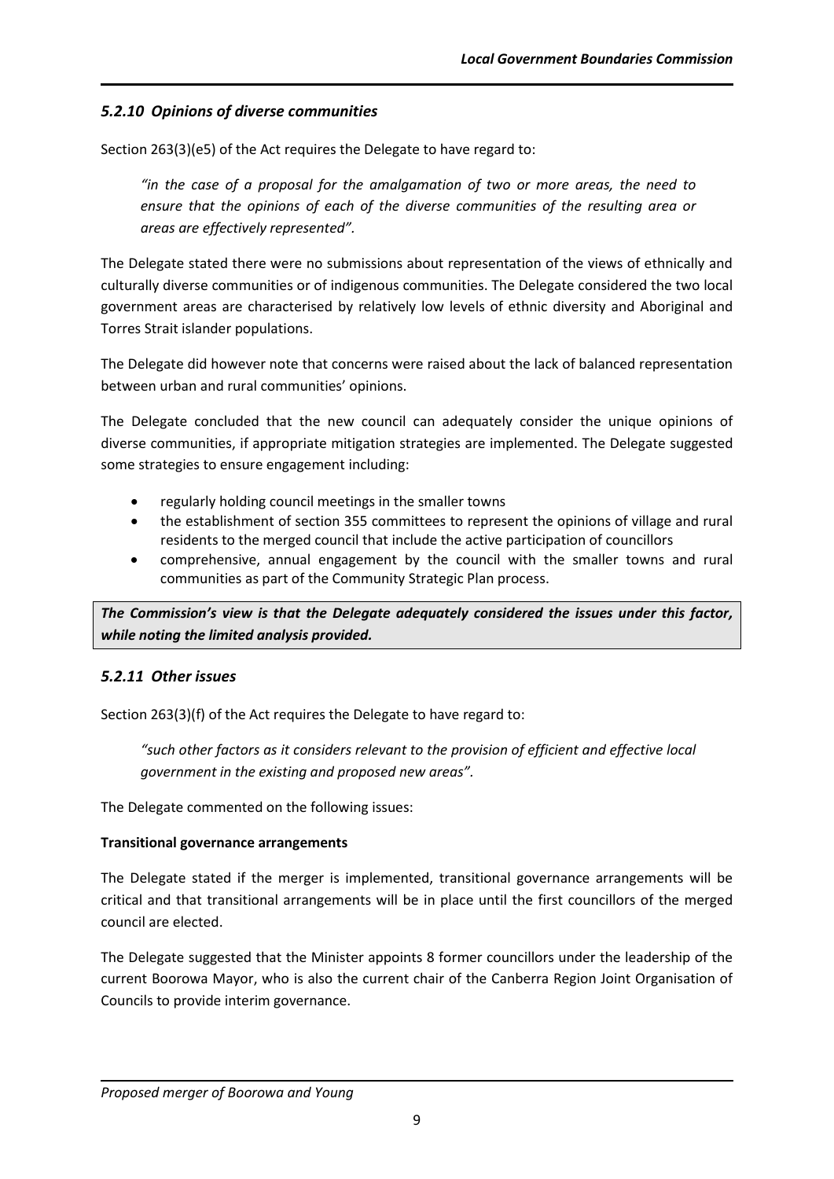### *5.2.10 Opinions of diverse communities*

Section 263(3)(e5) of the Act requires the Delegate to have regard to:

> *"in the case of a proposal for the amalgamation of two or more areas, the need to ensure that the opinions of each of the diverse communities of the resulting area or areas are effectively represented".*

The Delegate stated there were no submissions about representation of the views of ethnically and culturally diverse communities or of indigenous communities. The Delegate considered the two local government areas are characterised by relatively low levels of ethnic diversity and Aboriginal and Torres Strait islander populations.

The Delegate did however note that concerns were raised about the lack of balanced representation between urban and rural communities' opinions.

The Delegate concluded that the new council can adequately consider the unique opinions of diverse communities, if appropriate mitigation strategies are implemented. The Delegate suggested some strategies to ensure engagement including:

- regularly holding council meetings in the smaller towns
- the establishment of section 355 committees to represent the opinions of village and rural residents to the merged council that include the active participation of councillors
- comprehensive, annual engagement by the council with the smaller towns and rural communities as part of the Community Strategic Plan process.

***The Commission's view is that the Delegate adequately considered the issues under this factor, while noting the limited analysis provided.***

### *5.2.11 Other issues*

Section 263(3)(f) of the Act requires the Delegate to have regard to:

> *"such other factors as it considers relevant to the provision of efficient and effective local government in the existing and proposed new areas".*

The Delegate commented on the following issues:

**Transitional governance arrangements**

The Delegate stated if the merger is implemented, transitional governance arrangements will be critical and that transitional arrangements will be in place until the first councillors of the merged council are elected.

The Delegate suggested that the Minister appoints 8 former councillors under the leadership of the current Boorowa Mayor, who is also the current chair of the Canberra Region Joint Organisation of Councils to provide interim governance.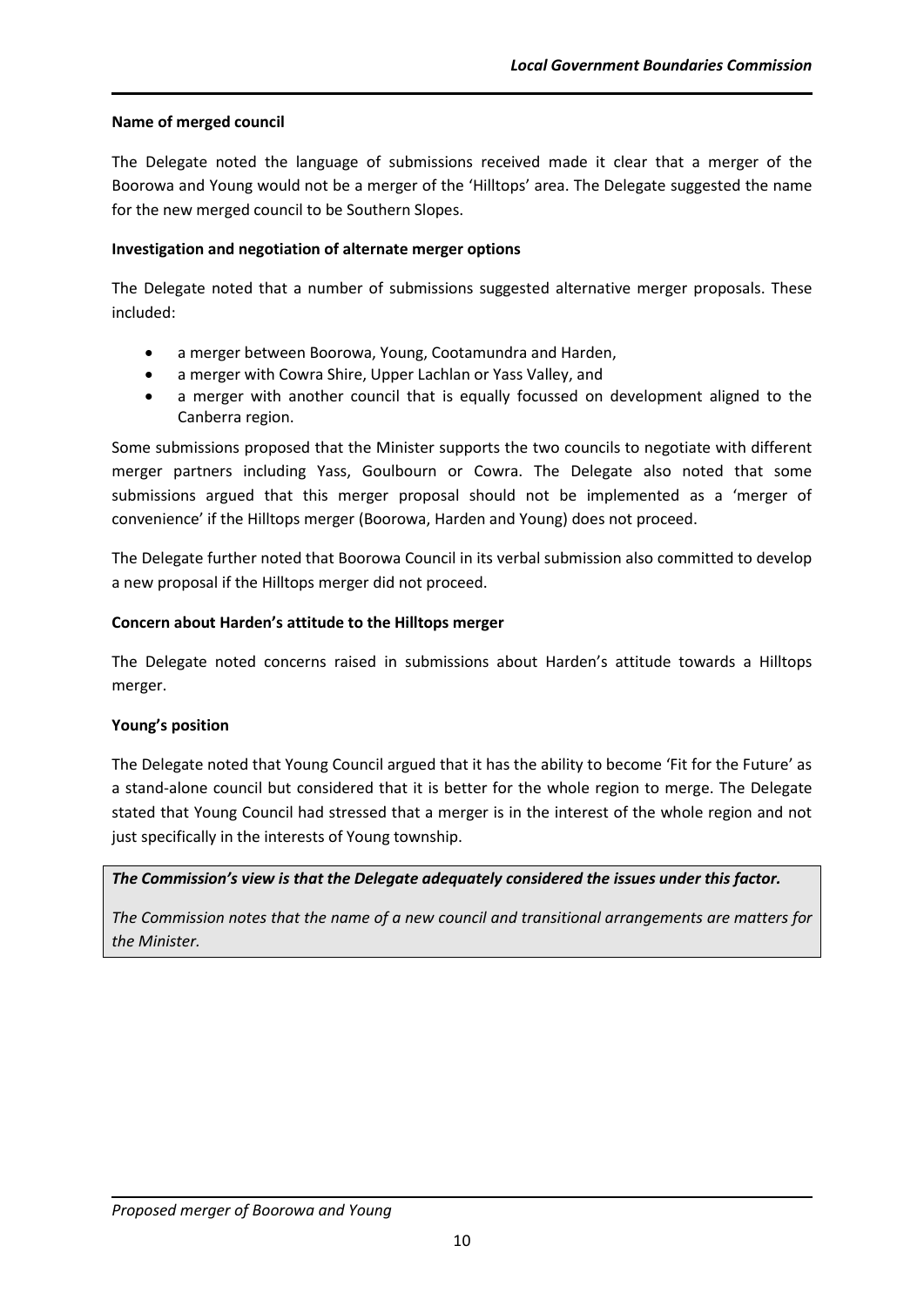**Name of merged council**

The Delegate noted the language of submissions received made it clear that a merger of the Boorowa and Young would not be a merger of the 'Hilltops' area. The Delegate suggested the name for the new merged council to be Southern Slopes.

**Investigation and negotiation of alternate merger options**

The Delegate noted that a number of submissions suggested alternative merger proposals. These included:

- a merger between Boorowa, Young, Cootamundra and Harden,
- a merger with Cowra Shire, Upper Lachlan or Yass Valley, and
- a merger with another council that is equally focussed on development aligned to the Canberra region.

Some submissions proposed that the Minister supports the two councils to negotiate with different merger partners including Yass, Goulbourn or Cowra. The Delegate also noted that some submissions argued that this merger proposal should not be implemented as a 'merger of convenience' if the Hilltops merger (Boorowa, Harden and Young) does not proceed.

The Delegate further noted that Boorowa Council in its verbal submission also committed to develop a new proposal if the Hilltops merger did not proceed.

**Concern about Harden's attitude to the Hilltops merger**

The Delegate noted concerns raised in submissions about Harden's attitude towards a Hilltops merger.

**Young's position**

The Delegate noted that Young Council argued that it has the ability to become 'Fit for the Future' as a stand-alone council but considered that it is better for the whole region to merge. The Delegate stated that Young Council had stressed that a merger is in the interest of the whole region and not just specifically in the interests of Young township.

***The Commission's view is that the Delegate adequately considered the issues under this factor.***

*The Commission notes that the name of a new council and transitional arrangements are matters for the Minister.*